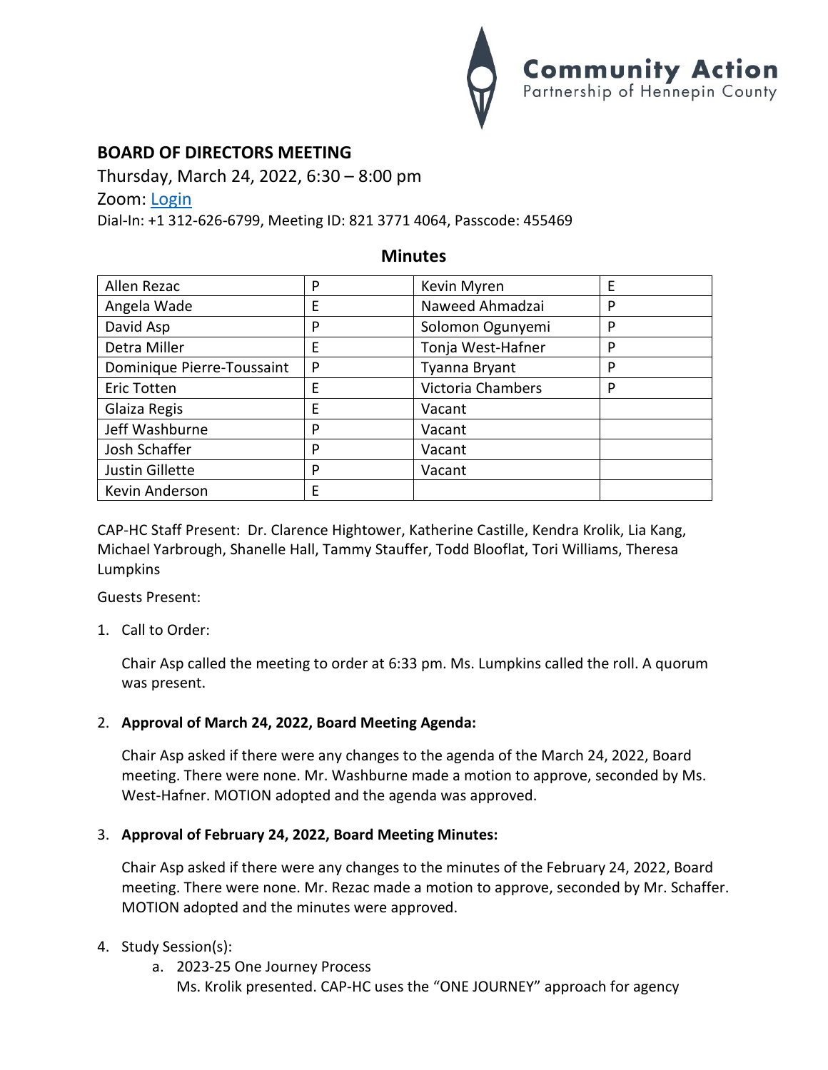Community Action
Partnership of Hennepin County

## BOARD OF DIRECTORS MEETING

Thursday, March 24, 2022, 6:30 – 8:00 pm

Zoom: Login

Dial-In: +1 312-626-6799, Meeting ID: 821 3771 4064, Passcode: 455469

### Minutes

| | | | |
|---|---|---|---|
| Allen Rezac | P | Kevin Myren | E |
| Angela Wade | E | Naweed Ahmadzai | P |
| David Asp | P | Solomon Ogunyemi | P |
| Detra Miller | E | Tonja West-Hafner | P |
| Dominique Pierre-Toussaint | P | Tyanna Bryant | P |
| Eric Totten | E | Victoria Chambers | P |
| Glaiza Regis | E | Vacant | |
| Jeff Washburne | P | Vacant | |
| Josh Schaffer | P | Vacant | |
| Justin Gillette | P | Vacant | |
| Kevin Anderson | E | | |

CAP-HC Staff Present: Dr. Clarence Hightower, Katherine Castille, Kendra Krolik, Lia Kang, Michael Yarbrough, Shanelle Hall, Tammy Stauffer, Todd Blooflat, Tori Williams, Theresa Lumpkins

Guests Present:

1. Call to Order:

   Chair Asp called the meeting to order at 6:33 pm. Ms. Lumpkins called the roll. A quorum was present.

2. **Approval of March 24, 2022, Board Meeting Agenda:**

   Chair Asp asked if there were any changes to the agenda of the March 24, 2022, Board meeting. There were none. Mr. Washburne made a motion to approve, seconded by Ms. West-Hafner. MOTION adopted and the agenda was approved.

3. **Approval of February 24, 2022, Board Meeting Minutes:**

   Chair Asp asked if there were any changes to the minutes of the February 24, 2022, Board meeting. There were none. Mr. Rezac made a motion to approve, seconded by Mr. Schaffer. MOTION adopted and the minutes were approved.

4. Study Session(s):
   a. 2023-25 One Journey Process
      Ms. Krolik presented. CAP-HC uses the "ONE JOURNEY" approach for agency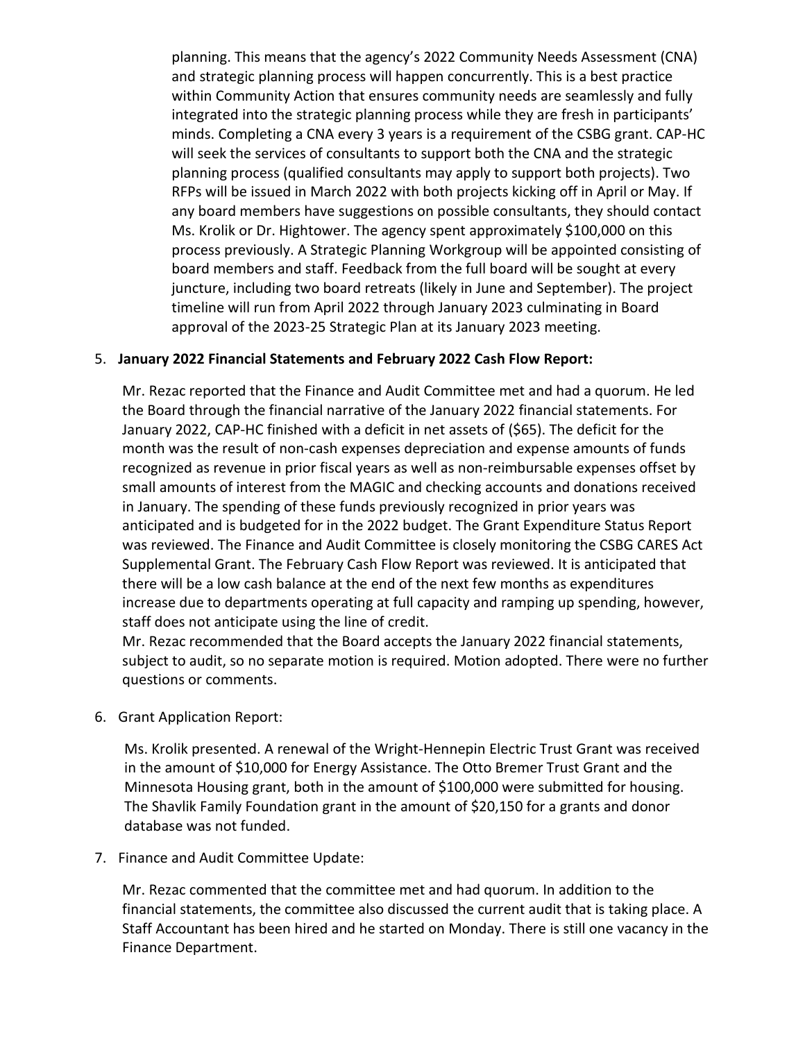planning. This means that the agency's 2022 Community Needs Assessment (CNA) and strategic planning process will happen concurrently. This is a best practice within Community Action that ensures community needs are seamlessly and fully integrated into the strategic planning process while they are fresh in participants' minds. Completing a CNA every 3 years is a requirement of the CSBG grant. CAP-HC will seek the services of consultants to support both the CNA and the strategic planning process (qualified consultants may apply to support both projects). Two RFPs will be issued in March 2022 with both projects kicking off in April or May. If any board members have suggestions on possible consultants, they should contact Ms. Krolik or Dr. Hightower. The agency spent approximately $100,000 on this process previously. A Strategic Planning Workgroup will be appointed consisting of board members and staff. Feedback from the full board will be sought at every juncture, including two board retreats (likely in June and September). The project timeline will run from April 2022 through January 2023 culminating in Board approval of the 2023-25 Strategic Plan at its January 2023 meeting.

5. **January 2022 Financial Statements and February 2022 Cash Flow Report:**

   Mr. Rezac reported that the Finance and Audit Committee met and had a quorum. He led the Board through the financial narrative of the January 2022 financial statements. For January 2022, CAP-HC finished with a deficit in net assets of ($65). The deficit for the month was the result of non-cash expenses depreciation and expense amounts of funds recognized as revenue in prior fiscal years as well as non-reimbursable expenses offset by small amounts of interest from the MAGIC and checking accounts and donations received in January. The spending of these funds previously recognized in prior years was anticipated and is budgeted for in the 2022 budget. The Grant Expenditure Status Report was reviewed. The Finance and Audit Committee is closely monitoring the CSBG CARES Act Supplemental Grant. The February Cash Flow Report was reviewed. It is anticipated that there will be a low cash balance at the end of the next few months as expenditures increase due to departments operating at full capacity and ramping up spending, however, staff does not anticipate using the line of credit.
   Mr. Rezac recommended that the Board accepts the January 2022 financial statements, subject to audit, so no separate motion is required. Motion adopted. There were no further questions or comments.

6. Grant Application Report:

   Ms. Krolik presented. A renewal of the Wright-Hennepin Electric Trust Grant was received in the amount of $10,000 for Energy Assistance. The Otto Bremer Trust Grant and the Minnesota Housing grant, both in the amount of $100,000 were submitted for housing. The Shavlik Family Foundation grant in the amount of $20,150 for a grants and donor database was not funded.

7. Finance and Audit Committee Update:

   Mr. Rezac commented that the committee met and had quorum. In addition to the financial statements, the committee also discussed the current audit that is taking place. A Staff Accountant has been hired and he started on Monday. There is still one vacancy in the Finance Department.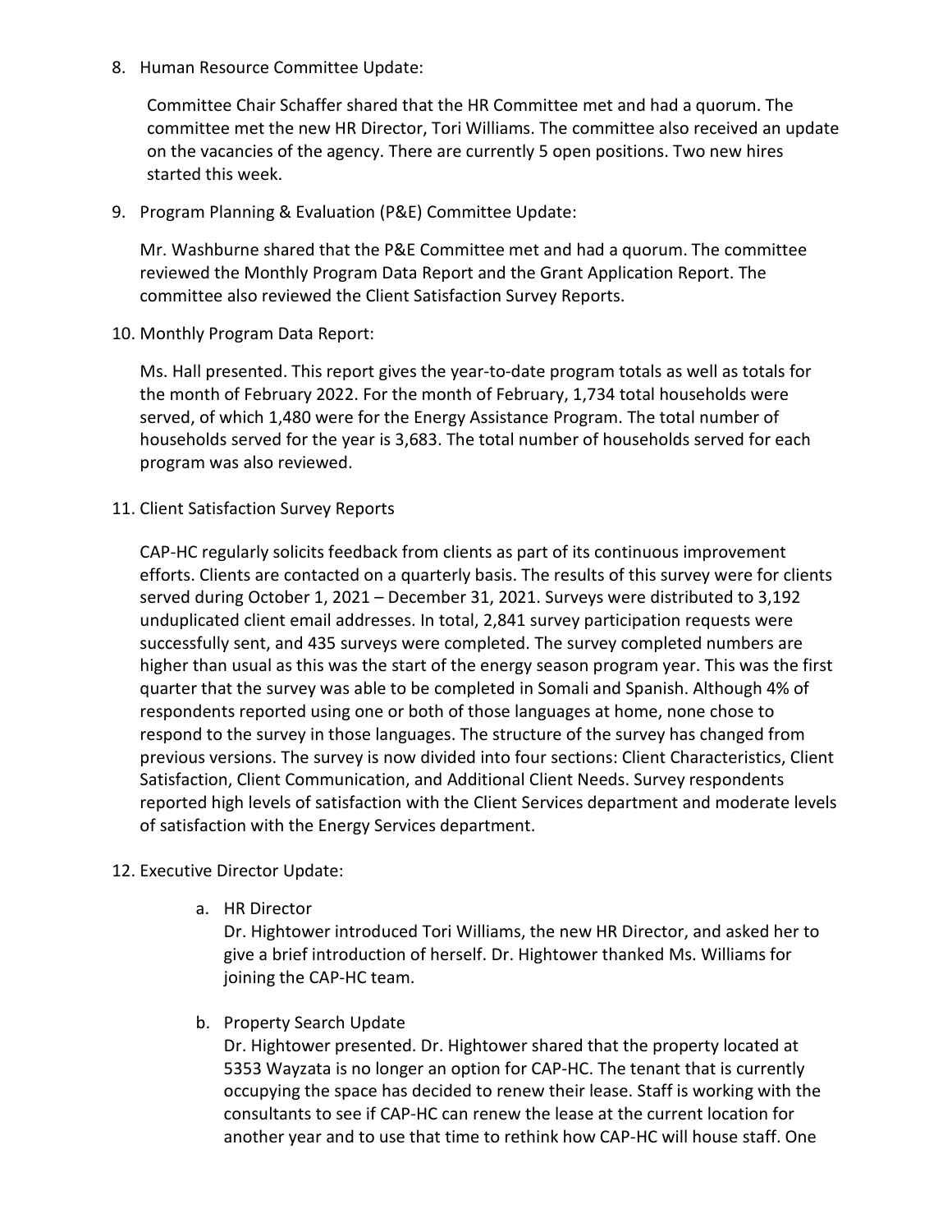8. Human Resource Committee Update:

   Committee Chair Schaffer shared that the HR Committee met and had a quorum. The committee met the new HR Director, Tori Williams. The committee also received an update on the vacancies of the agency. There are currently 5 open positions. Two new hires started this week.

9. Program Planning & Evaluation (P&E) Committee Update:

   Mr. Washburne shared that the P&E Committee met and had a quorum. The committee reviewed the Monthly Program Data Report and the Grant Application Report. The committee also reviewed the Client Satisfaction Survey Reports.

10. Monthly Program Data Report:

    Ms. Hall presented. This report gives the year-to-date program totals as well as totals for the month of February 2022. For the month of February, 1,734 total households were served, of which 1,480 were for the Energy Assistance Program. The total number of households served for the year is 3,683. The total number of households served for each program was also reviewed.

11. Client Satisfaction Survey Reports

    CAP-HC regularly solicits feedback from clients as part of its continuous improvement efforts. Clients are contacted on a quarterly basis. The results of this survey were for clients served during October 1, 2021 – December 31, 2021. Surveys were distributed to 3,192 unduplicated client email addresses. In total, 2,841 survey participation requests were successfully sent, and 435 surveys were completed. The survey completed numbers are higher than usual as this was the start of the energy season program year. This was the first quarter that the survey was able to be completed in Somali and Spanish. Although 4% of respondents reported using one or both of those languages at home, none chose to respond to the survey in those languages. The structure of the survey has changed from previous versions. The survey is now divided into four sections: Client Characteristics, Client Satisfaction, Client Communication, and Additional Client Needs. Survey respondents reported high levels of satisfaction with the Client Services department and moderate levels of satisfaction with the Energy Services department.

12. Executive Director Update:

    a. HR Director
       Dr. Hightower introduced Tori Williams, the new HR Director, and asked her to give a brief introduction of herself. Dr. Hightower thanked Ms. Williams for joining the CAP-HC team.

    b. Property Search Update
       Dr. Hightower presented. Dr. Hightower shared that the property located at 5353 Wayzata is no longer an option for CAP-HC. The tenant that is currently occupying the space has decided to renew their lease. Staff is working with the consultants to see if CAP-HC can renew the lease at the current location for another year and to use that time to rethink how CAP-HC will house staff. One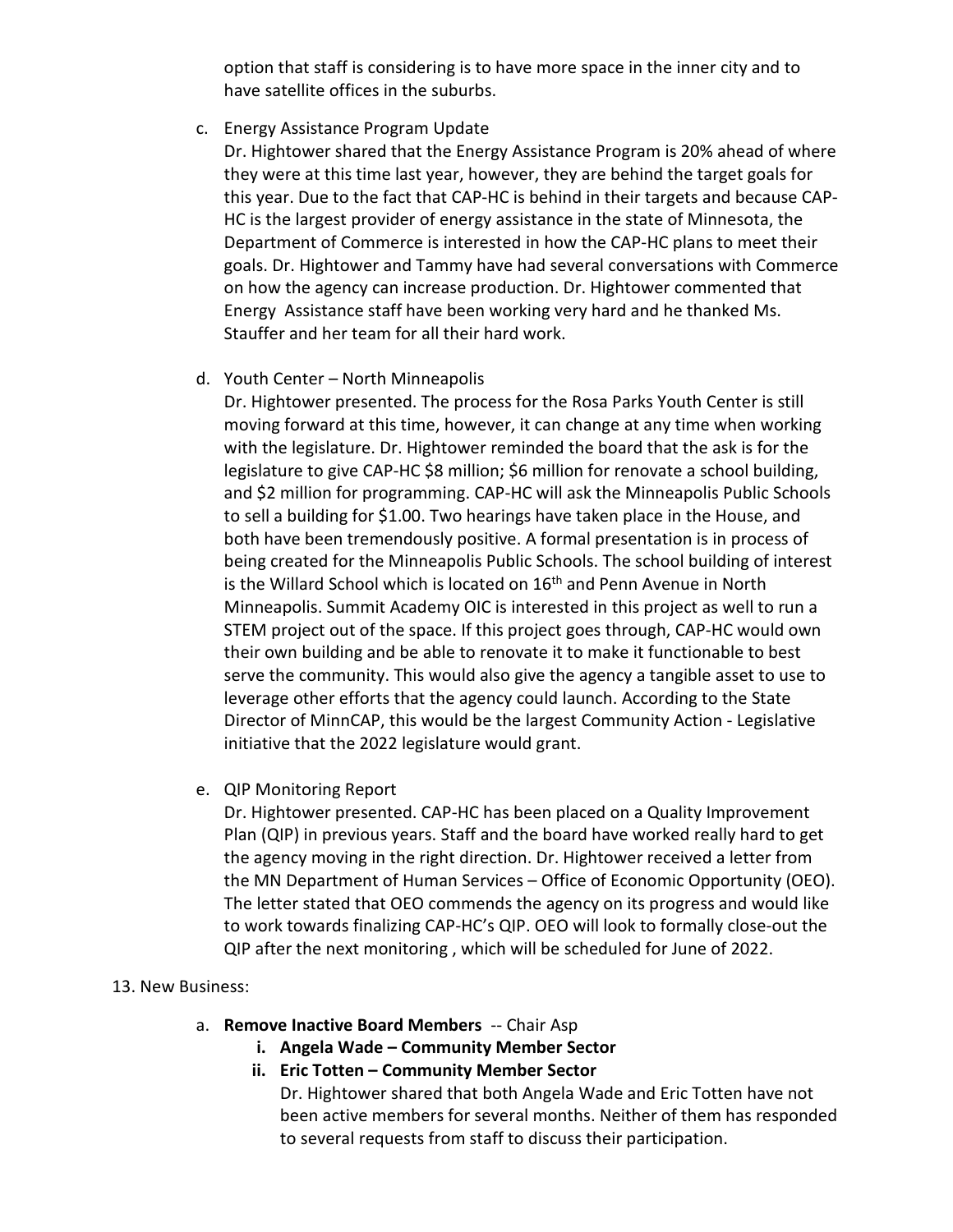option that staff is considering is to have more space in the inner city and to have satellite offices in the suburbs.

c. Energy Assistance Program Update

   Dr. Hightower shared that the Energy Assistance Program is 20% ahead of where they were at this time last year, however, they are behind the target goals for this year. Due to the fact that CAP-HC is behind in their targets and because CAP-HC is the largest provider of energy assistance in the state of Minnesota, the Department of Commerce is interested in how the CAP-HC plans to meet their goals. Dr. Hightower and Tammy have had several conversations with Commerce on how the agency can increase production. Dr. Hightower commented that Energy Assistance staff have been working very hard and he thanked Ms. Stauffer and her team for all their hard work.

d. Youth Center – North Minneapolis

   Dr. Hightower presented. The process for the Rosa Parks Youth Center is still moving forward at this time, however, it can change at any time when working with the legislature. Dr. Hightower reminded the board that the ask is for the legislature to give CAP-HC $8 million; $6 million for renovate a school building, and $2 million for programming. CAP-HC will ask the Minneapolis Public Schools to sell a building for $1.00. Two hearings have taken place in the House, and both have been tremendously positive. A formal presentation is in process of being created for the Minneapolis Public Schools. The school building of interest is the Willard School which is located on 16th and Penn Avenue in North Minneapolis. Summit Academy OIC is interested in this project as well to run a STEM project out of the space. If this project goes through, CAP-HC would own their own building and be able to renovate it to make it functionable to best serve the community. This would also give the agency a tangible asset to use to leverage other efforts that the agency could launch. According to the State Director of MinnCAP, this would be the largest Community Action - Legislative initiative that the 2022 legislature would grant.

e. QIP Monitoring Report

   Dr. Hightower presented. CAP-HC has been placed on a Quality Improvement Plan (QIP) in previous years. Staff and the board have worked really hard to get the agency moving in the right direction. Dr. Hightower received a letter from the MN Department of Human Services – Office of Economic Opportunity (OEO). The letter stated that OEO commends the agency on its progress and would like to work towards finalizing CAP-HC's QIP. OEO will look to formally close-out the QIP after the next monitoring , which will be scheduled for June of 2022.

13. New Business:

   a. **Remove Inactive Board Members** -- Chair Asp

      i. **Angela Wade – Community Member Sector**

      ii. **Eric Totten – Community Member Sector**

      Dr. Hightower shared that both Angela Wade and Eric Totten have not been active members for several months. Neither of them has responded to several requests from staff to discuss their participation.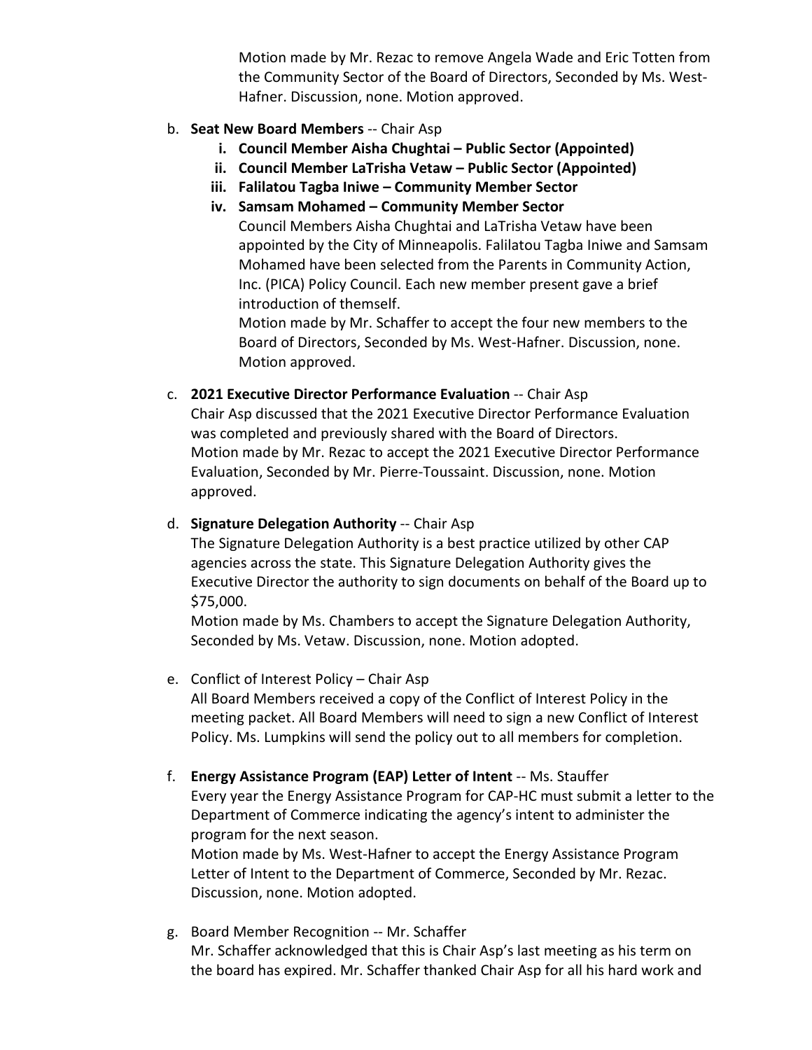Motion made by Mr. Rezac to remove Angela Wade and Eric Totten from the Community Sector of the Board of Directors, Seconded by Ms. West-Hafner. Discussion, none. Motion approved.

b. **Seat New Board Members** -- Chair Asp
   i. **Council Member Aisha Chughtai – Public Sector (Appointed)**
   ii. **Council Member LaTrisha Vetaw – Public Sector (Appointed)**
   iii. **Falilatou Tagba Iniwe – Community Member Sector**
   iv. **Samsam Mohamed – Community Member Sector**

   Council Members Aisha Chughtai and LaTrisha Vetaw have been appointed by the City of Minneapolis. Falilatou Tagba Iniwe and Samsam Mohamed have been selected from the Parents in Community Action, Inc. (PICA) Policy Council. Each new member present gave a brief introduction of themself.

   Motion made by Mr. Schaffer to accept the four new members to the Board of Directors, Seconded by Ms. West-Hafner. Discussion, none. Motion approved.

c. **2021 Executive Director Performance Evaluation** -- Chair Asp

   Chair Asp discussed that the 2021 Executive Director Performance Evaluation was completed and previously shared with the Board of Directors.

   Motion made by Mr. Rezac to accept the 2021 Executive Director Performance Evaluation, Seconded by Mr. Pierre-Toussaint. Discussion, none. Motion approved.

d. **Signature Delegation Authority** -- Chair Asp

   The Signature Delegation Authority is a best practice utilized by other CAP agencies across the state. This Signature Delegation Authority gives the Executive Director the authority to sign documents on behalf of the Board up to $75,000.

   Motion made by Ms. Chambers to accept the Signature Delegation Authority, Seconded by Ms. Vetaw. Discussion, none. Motion adopted.

e. Conflict of Interest Policy – Chair Asp

   All Board Members received a copy of the Conflict of Interest Policy in the meeting packet. All Board Members will need to sign a new Conflict of Interest Policy. Ms. Lumpkins will send the policy out to all members for completion.

f. **Energy Assistance Program (EAP) Letter of Intent** -- Ms. Stauffer

   Every year the Energy Assistance Program for CAP-HC must submit a letter to the Department of Commerce indicating the agency's intent to administer the program for the next season.

   Motion made by Ms. West-Hafner to accept the Energy Assistance Program Letter of Intent to the Department of Commerce, Seconded by Mr. Rezac. Discussion, none. Motion adopted.

g. Board Member Recognition -- Mr. Schaffer

   Mr. Schaffer acknowledged that this is Chair Asp's last meeting as his term on the board has expired. Mr. Schaffer thanked Chair Asp for all his hard work and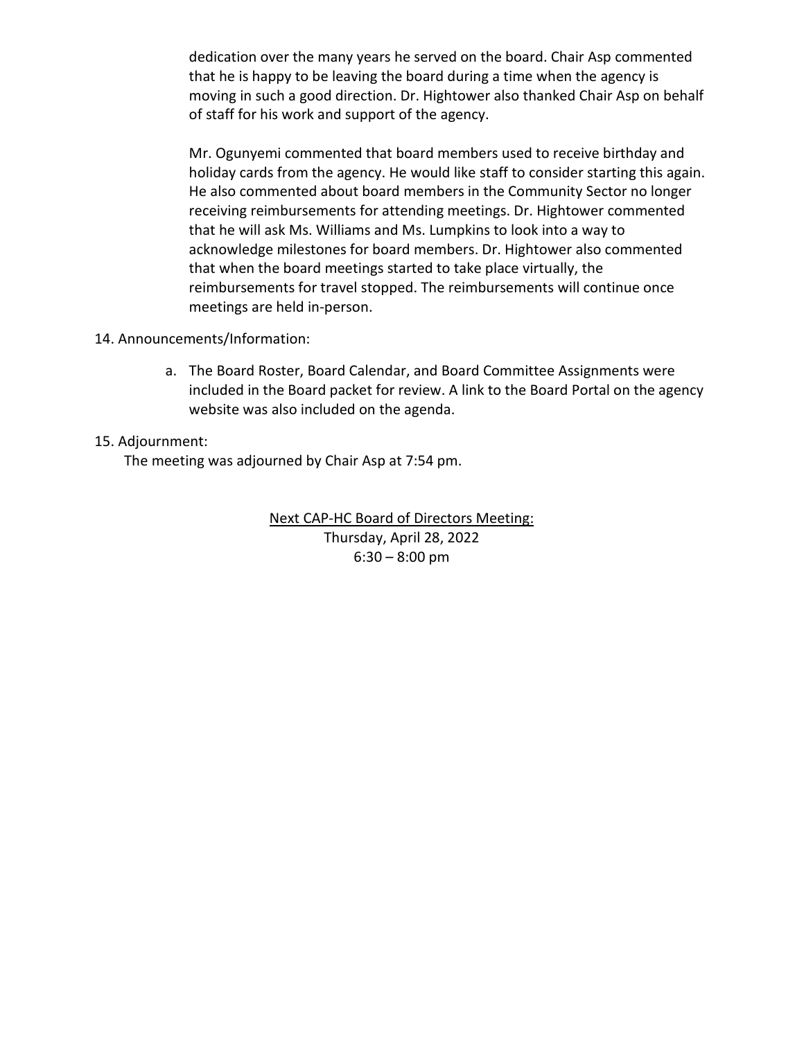dedication over the many years he served on the board. Chair Asp commented that he is happy to be leaving the board during a time when the agency is moving in such a good direction. Dr. Hightower also thanked Chair Asp on behalf of staff for his work and support of the agency.

Mr. Ogunyemi commented that board members used to receive birthday and holiday cards from the agency. He would like staff to consider starting this again. He also commented about board members in the Community Sector no longer receiving reimbursements for attending meetings. Dr. Hightower commented that he will ask Ms. Williams and Ms. Lumpkins to look into a way to acknowledge milestones for board members. Dr. Hightower also commented that when the board meetings started to take place virtually, the reimbursements for travel stopped. The reimbursements will continue once meetings are held in-person.

14. Announcements/Information:

    a. The Board Roster, Board Calendar, and Board Committee Assignments were included in the Board packet for review. A link to the Board Portal on the agency website was also included on the agenda.

15. Adjournment:

    The meeting was adjourned by Chair Asp at 7:54 pm.

<u>Next CAP-HC Board of Directors Meeting:</u>
Thursday, April 28, 2022
6:30 – 8:00 pm